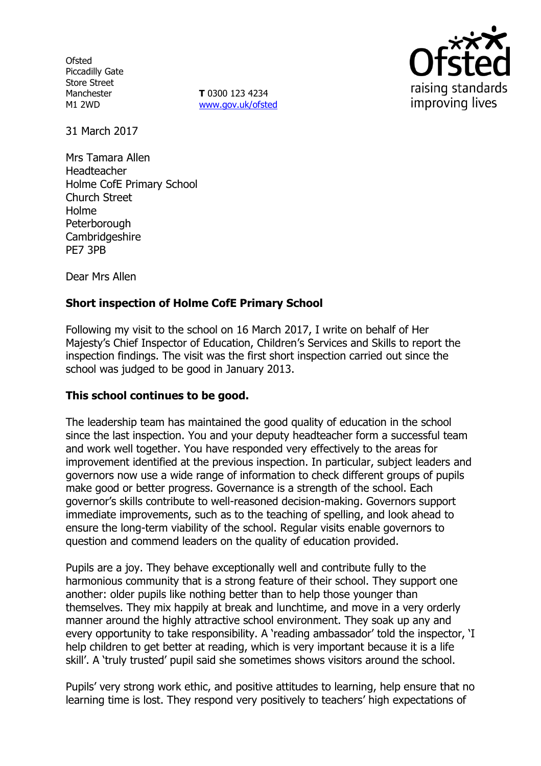Ofsted
Piccadilly Gate
Store Street
Manchester
M1 2WD

**T** 0300 123 4234
www.gov.uk/ofsted

31 March 2017

Mrs Tamara Allen
Headteacher
Holme CofE Primary School
Church Street
Holme
Peterborough
Cambridgeshire
PE7 3PB

Dear Mrs Allen

**Short inspection of Holme CofE Primary School**

Following my visit to the school on 16 March 2017, I write on behalf of Her Majesty's Chief Inspector of Education, Children's Services and Skills to report the inspection findings. The visit was the first short inspection carried out since the school was judged to be good in January 2013.

**This school continues to be good.**

The leadership team has maintained the good quality of education in the school since the last inspection. You and your deputy headteacher form a successful team and work well together. You have responded very effectively to the areas for improvement identified at the previous inspection. In particular, subject leaders and governors now use a wide range of information to check different groups of pupils make good or better progress. Governance is a strength of the school. Each governor's skills contribute to well-reasoned decision-making. Governors support immediate improvements, such as to the teaching of spelling, and look ahead to ensure the long-term viability of the school. Regular visits enable governors to question and commend leaders on the quality of education provided.

Pupils are a joy. They behave exceptionally well and contribute fully to the harmonious community that is a strong feature of their school. They support one another: older pupils like nothing better than to help those younger than themselves. They mix happily at break and lunchtime, and move in a very orderly manner around the highly attractive school environment. They soak up any and every opportunity to take responsibility. A 'reading ambassador' told the inspector, 'I help children to get better at reading, which is very important because it is a life skill'. A 'truly trusted' pupil said she sometimes shows visitors around the school.

Pupils' very strong work ethic, and positive attitudes to learning, help ensure that no learning time is lost. They respond very positively to teachers' high expectations of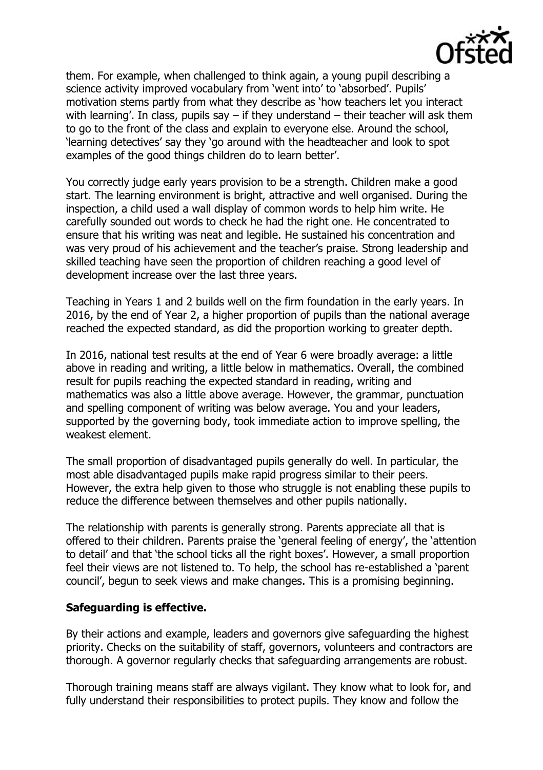them. For example, when challenged to think again, a young pupil describing a science activity improved vocabulary from 'went into' to 'absorbed'. Pupils' motivation stems partly from what they describe as 'how teachers let you interact with learning'. In class, pupils say – if they understand – their teacher will ask them to go to the front of the class and explain to everyone else. Around the school, 'learning detectives' say they 'go around with the headteacher and look to spot examples of the good things children do to learn better'.

You correctly judge early years provision to be a strength. Children make a good start. The learning environment is bright, attractive and well organised. During the inspection, a child used a wall display of common words to help him write. He carefully sounded out words to check he had the right one. He concentrated to ensure that his writing was neat and legible. He sustained his concentration and was very proud of his achievement and the teacher's praise. Strong leadership and skilled teaching have seen the proportion of children reaching a good level of development increase over the last three years.

Teaching in Years 1 and 2 builds well on the firm foundation in the early years. In 2016, by the end of Year 2, a higher proportion of pupils than the national average reached the expected standard, as did the proportion working to greater depth.

In 2016, national test results at the end of Year 6 were broadly average: a little above in reading and writing, a little below in mathematics. Overall, the combined result for pupils reaching the expected standard in reading, writing and mathematics was also a little above average. However, the grammar, punctuation and spelling component of writing was below average. You and your leaders, supported by the governing body, took immediate action to improve spelling, the weakest element.

The small proportion of disadvantaged pupils generally do well. In particular, the most able disadvantaged pupils make rapid progress similar to their peers. However, the extra help given to those who struggle is not enabling these pupils to reduce the difference between themselves and other pupils nationally.

The relationship with parents is generally strong. Parents appreciate all that is offered to their children. Parents praise the 'general feeling of energy', the 'attention to detail' and that 'the school ticks all the right boxes'. However, a small proportion feel their views are not listened to. To help, the school has re-established a 'parent council', begun to seek views and make changes. This is a promising beginning.

**Safeguarding is effective.**

By their actions and example, leaders and governors give safeguarding the highest priority. Checks on the suitability of staff, governors, volunteers and contractors are thorough. A governor regularly checks that safeguarding arrangements are robust.

Thorough training means staff are always vigilant. They know what to look for, and fully understand their responsibilities to protect pupils. They know and follow the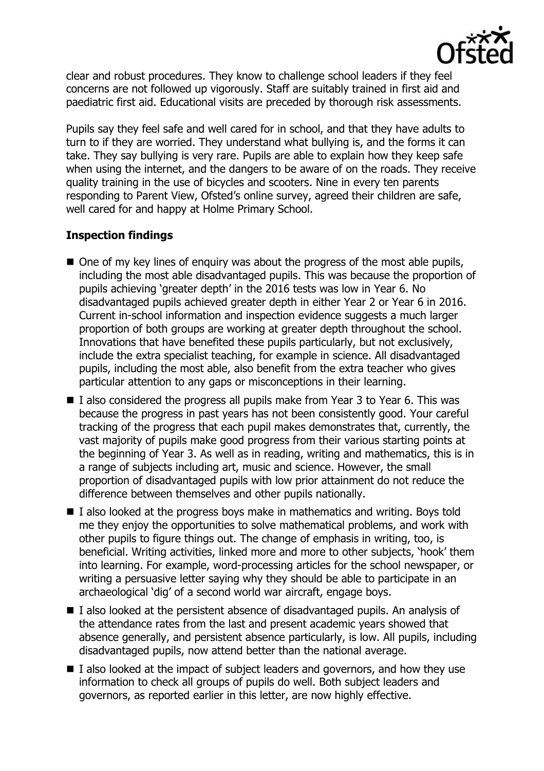clear and robust procedures. They know to challenge school leaders if they feel concerns are not followed up vigorously. Staff are suitably trained in first aid and paediatric first aid. Educational visits are preceded by thorough risk assessments.

Pupils say they feel safe and well cared for in school, and that they have adults to turn to if they are worried. They understand what bullying is, and the forms it can take. They say bullying is very rare. Pupils are able to explain how they keep safe when using the internet, and the dangers to be aware of on the roads. They receive quality training in the use of bicycles and scooters. Nine in every ten parents responding to Parent View, Ofsted's online survey, agreed their children are safe, well cared for and happy at Holme Primary School.

## Inspection findings

- One of my key lines of enquiry was about the progress of the most able pupils, including the most able disadvantaged pupils. This was because the proportion of pupils achieving 'greater depth' in the 2016 tests was low in Year 6. No disadvantaged pupils achieved greater depth in either Year 2 or Year 6 in 2016. Current in-school information and inspection evidence suggests a much larger proportion of both groups are working at greater depth throughout the school. Innovations that have benefited these pupils particularly, but not exclusively, include the extra specialist teaching, for example in science. All disadvantaged pupils, including the most able, also benefit from the extra teacher who gives particular attention to any gaps or misconceptions in their learning.
- I also considered the progress all pupils make from Year 3 to Year 6. This was because the progress in past years has not been consistently good. Your careful tracking of the progress that each pupil makes demonstrates that, currently, the vast majority of pupils make good progress from their various starting points at the beginning of Year 3. As well as in reading, writing and mathematics, this is in a range of subjects including art, music and science. However, the small proportion of disadvantaged pupils with low prior attainment do not reduce the difference between themselves and other pupils nationally.
- I also looked at the progress boys make in mathematics and writing. Boys told me they enjoy the opportunities to solve mathematical problems, and work with other pupils to figure things out. The change of emphasis in writing, too, is beneficial. Writing activities, linked more and more to other subjects, 'hook' them into learning. For example, word-processing articles for the school newspaper, or writing a persuasive letter saying why they should be able to participate in an archaeological 'dig' of a second world war aircraft, engage boys.
- I also looked at the persistent absence of disadvantaged pupils. An analysis of the attendance rates from the last and present academic years showed that absence generally, and persistent absence particularly, is low. All pupils, including disadvantaged pupils, now attend better than the national average.
- I also looked at the impact of subject leaders and governors, and how they use information to check all groups of pupils do well. Both subject leaders and governors, as reported earlier in this letter, are now highly effective.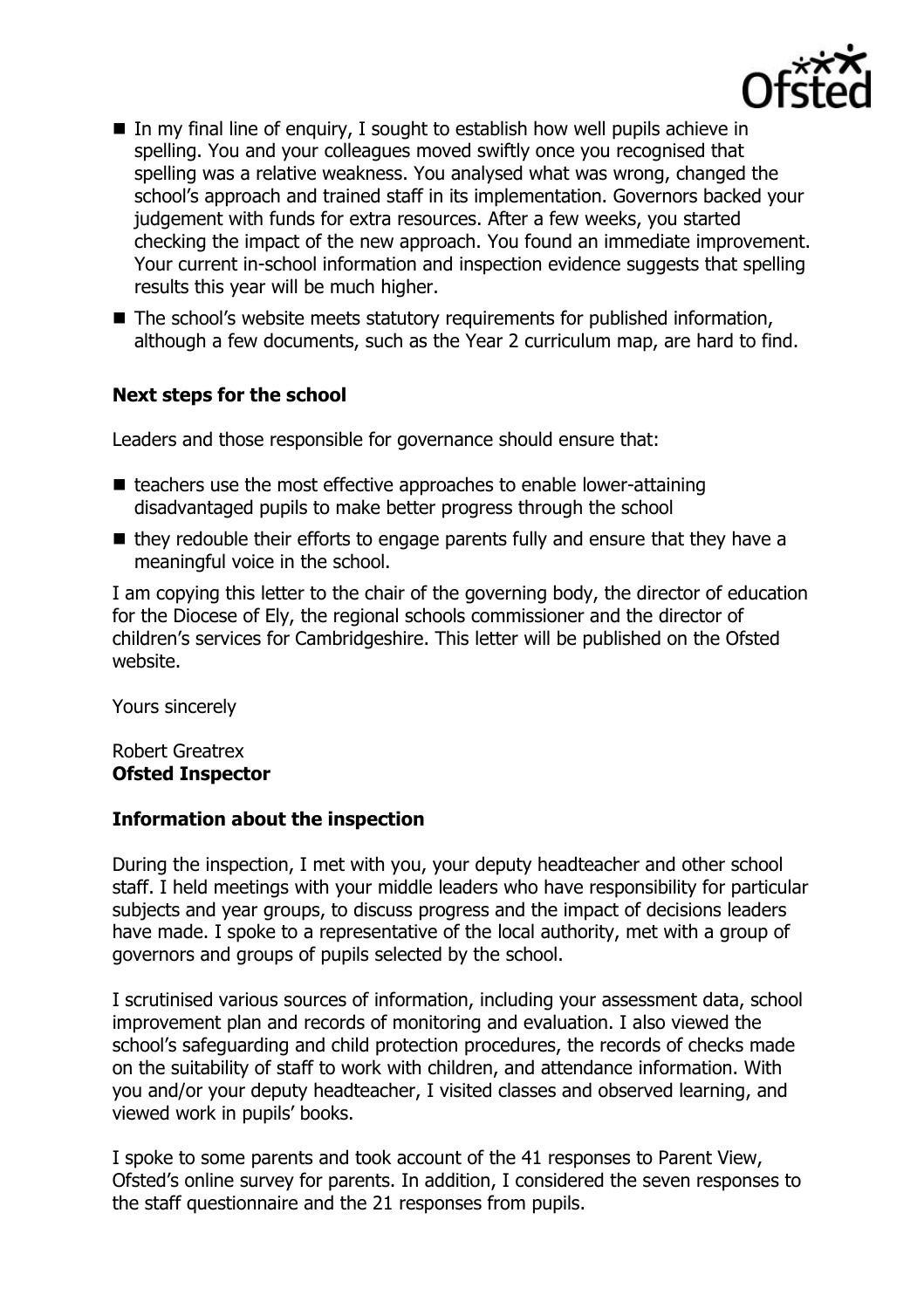- In my final line of enquiry, I sought to establish how well pupils achieve in spelling. You and your colleagues moved swiftly once you recognised that spelling was a relative weakness. You analysed what was wrong, changed the school's approach and trained staff in its implementation. Governors backed your judgement with funds for extra resources. After a few weeks, you started checking the impact of the new approach. You found an immediate improvement. Your current in-school information and inspection evidence suggests that spelling results this year will be much higher.
- The school's website meets statutory requirements for published information, although a few documents, such as the Year 2 curriculum map, are hard to find.

## Next steps for the school

Leaders and those responsible for governance should ensure that:

- teachers use the most effective approaches to enable lower-attaining disadvantaged pupils to make better progress through the school
- they redouble their efforts to engage parents fully and ensure that they have a meaningful voice in the school.

I am copying this letter to the chair of the governing body, the director of education for the Diocese of Ely, the regional schools commissioner and the director of children's services for Cambridgeshire. This letter will be published on the Ofsted website.

Yours sincerely

Robert Greatrex
**Ofsted Inspector**

## Information about the inspection

During the inspection, I met with you, your deputy headteacher and other school staff. I held meetings with your middle leaders who have responsibility for particular subjects and year groups, to discuss progress and the impact of decisions leaders have made. I spoke to a representative of the local authority, met with a group of governors and groups of pupils selected by the school.

I scrutinised various sources of information, including your assessment data, school improvement plan and records of monitoring and evaluation. I also viewed the school's safeguarding and child protection procedures, the records of checks made on the suitability of staff to work with children, and attendance information. With you and/or your deputy headteacher, I visited classes and observed learning, and viewed work in pupils' books.

I spoke to some parents and took account of the 41 responses to Parent View, Ofsted's online survey for parents. In addition, I considered the seven responses to the staff questionnaire and the 21 responses from pupils.